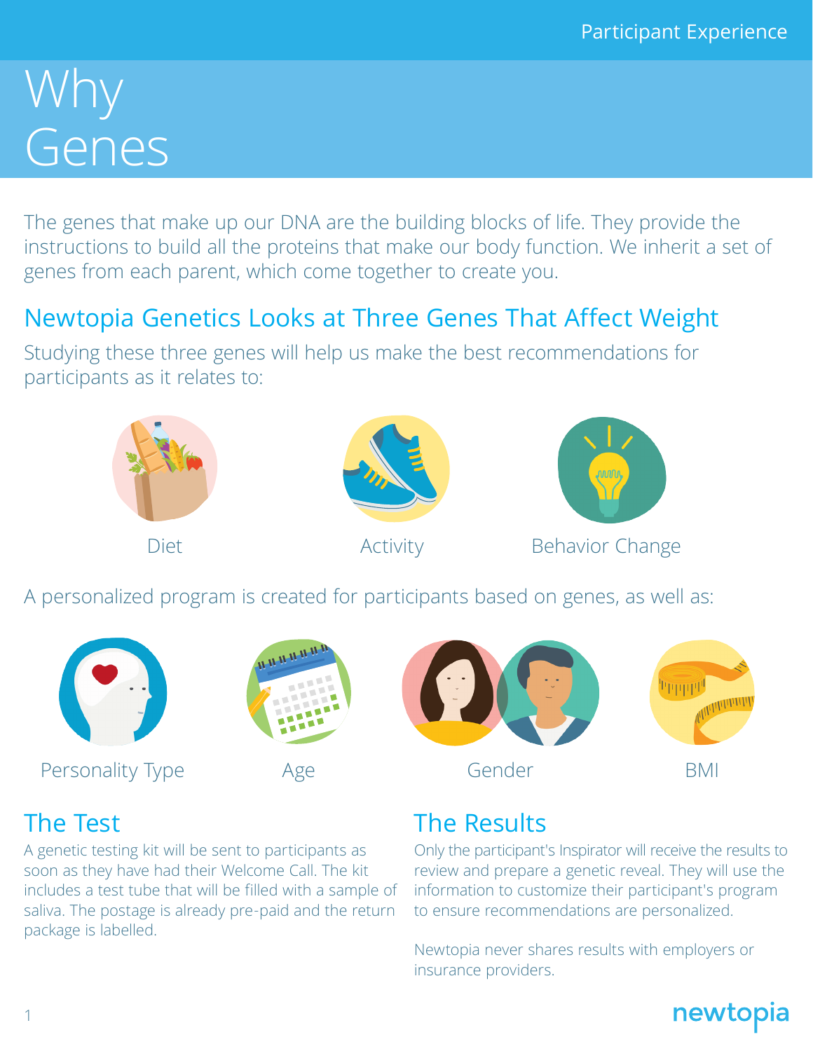Participant Experience

# Why Genes

The genes that make up our DNA are the building blocks of life. They provide the instructions to build all the proteins that make our body function. We inherit a set of genes from each parent, which come together to create you.

## Newtopia Genetics Looks at Three Genes That Affect Weight

Studying these three genes will help us make the best recommendations for participants as it relates to:

- Diet
- Activity
- Behavior Change

A personalized program is created for participants based on genes, as well as:

- Personality Type
- Age
- Gender
- BMI

## The Test

A genetic testing kit will be sent to participants as soon as they have had their Welcome Call. The kit includes a test tube that will be filled with a sample of saliva. The postage is already pre-paid and the return package is labelled.

## The Results

Only the participant's Inspirator will receive the results to review and prepare a genetic reveal. They will use the information to customize their participant's program to ensure recommendations are personalized.

Newtopia never shares results with employers or insurance providers.

newtopia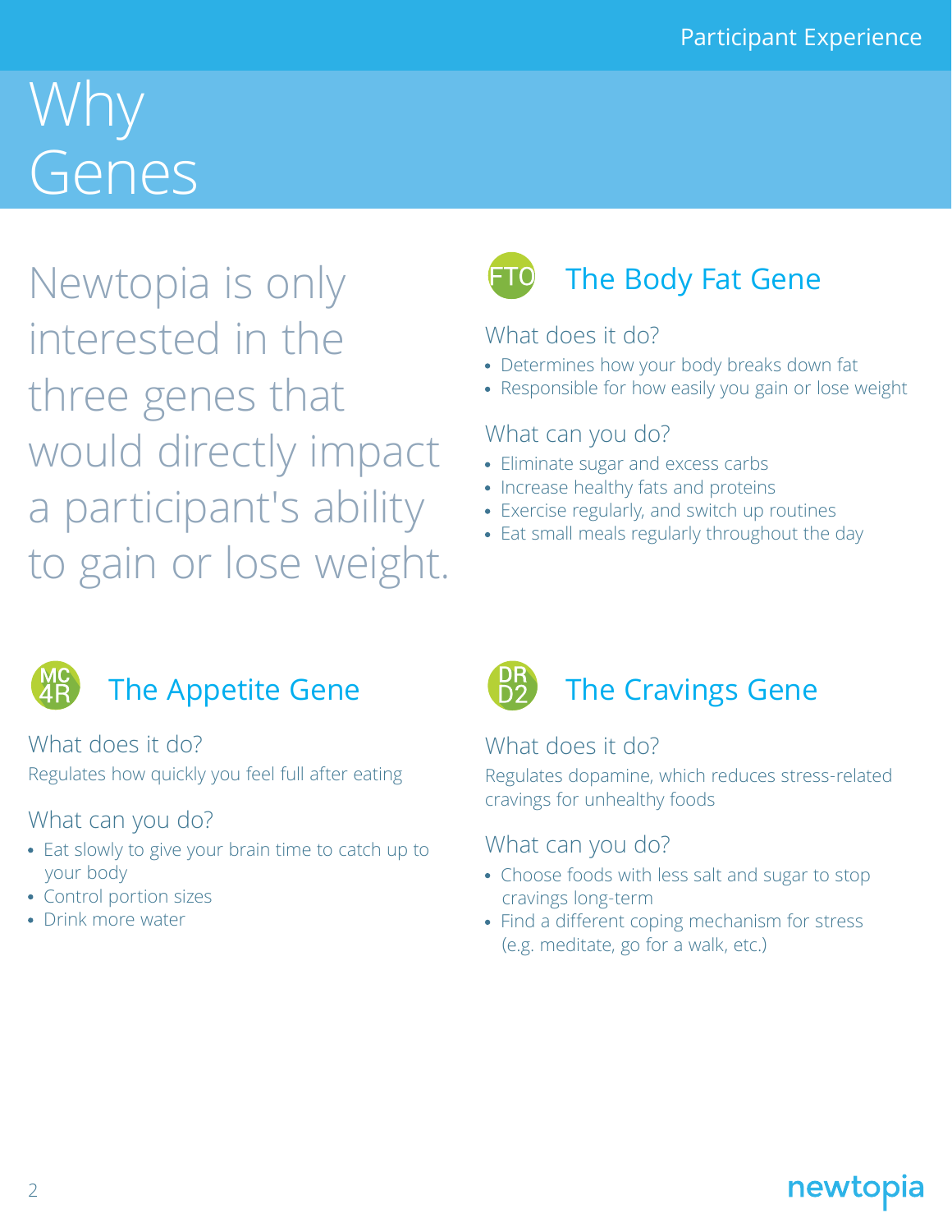# Why Genes

Newtopia is only interested in the three genes that would directly impact a participant's ability to gain or lose weight.

## FTO The Body Fat Gene

### What does it do?

- Determines how your body breaks down fat
- Responsible for how easily you gain or lose weight

### What can you do?

- Eliminate sugar and excess carbs
- Increase healthy fats and proteins
- Exercise regularly, and switch up routines
- Eat small meals regularly throughout the day

## MC4R The Appetite Gene

### What does it do?

Regulates how quickly you feel full after eating

### What can you do?

- Eat slowly to give your brain time to catch up to your body
- Control portion sizes
- Drink more water

## DRD2 The Cravings Gene

### What does it do?

Regulates dopamine, which reduces stress-related cravings for unhealthy foods

### What can you do?

- Choose foods with less salt and sugar to stop cravings long-term
- Find a different coping mechanism for stress (e.g. meditate, go for a walk, etc.)